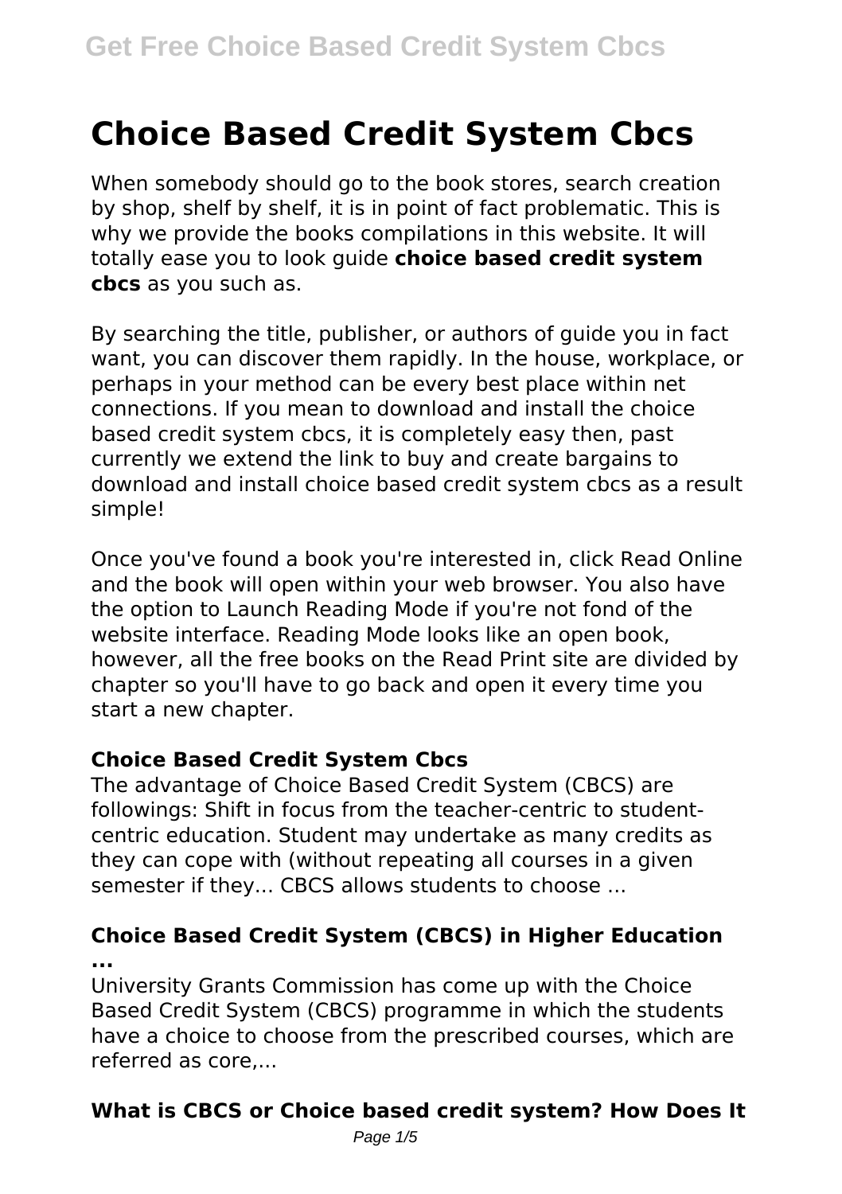# Choice Based Credit System Cbcs

When somebody should go to the book stores, search creation by shop, shelf by shelf, it is in point of fact problematic. This is why we provide the books compilations in this website. It will totally ease you to look guide **choice based credit system cbcs** as you such as.

By searching the title, publisher, or authors of guide you in fact want, you can discover them rapidly. In the house, workplace, or perhaps in your method can be every best place within net connections. If you mean to download and install the choice based credit system cbcs, it is completely easy then, past currently we extend the link to buy and create bargains to download and install choice based credit system cbcs as a result simple!

Once you've found a book you're interested in, click Read Online and the book will open within your web browser. You also have the option to Launch Reading Mode if you're not fond of the website interface. Reading Mode looks like an open book, however, all the free books on the Read Print site are divided by chapter so you'll have to go back and open it every time you start a new chapter.

### Choice Based Credit System Cbcs

The advantage of Choice Based Credit System (CBCS) are followings: Shift in focus from the teacher-centric to student-centric education. Student may undertake as many credits as they can cope with (without repeating all courses in a given semester if they... CBCS allows students to choose ...

### Choice Based Credit System (CBCS) in Higher Education ...

University Grants Commission has come up with the Choice Based Credit System (CBCS) programme in which the students have a choice to choose from the prescribed courses, which are referred as core,...

### What is CBCS or Choice based credit system? How Does It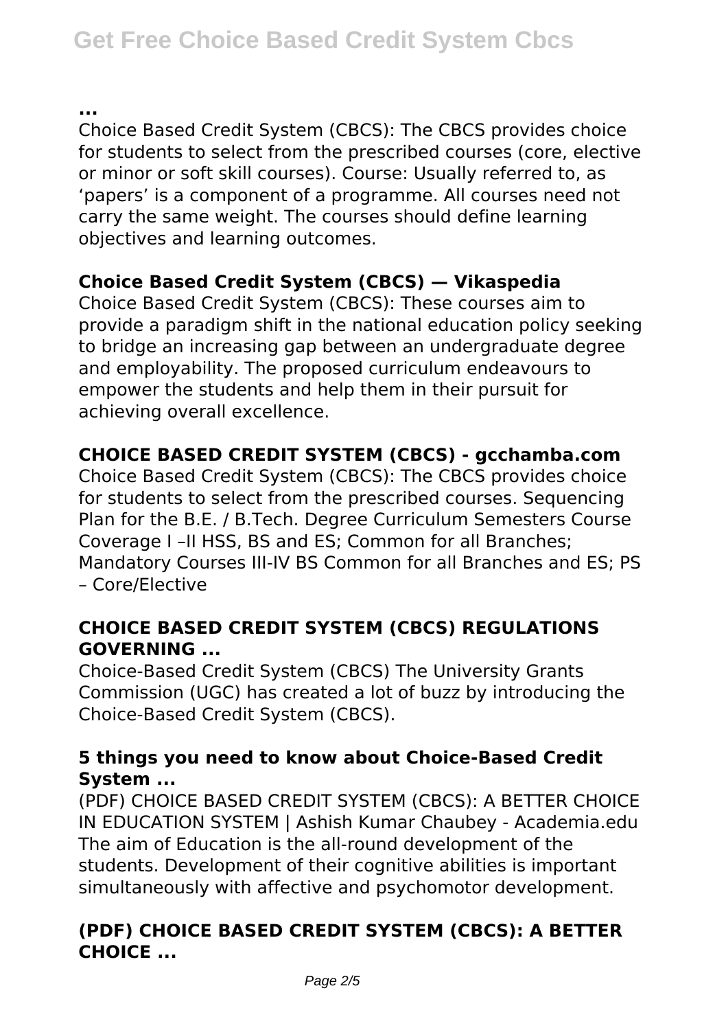**...**

Choice Based Credit System (CBCS): The CBCS provides choice for students to select from the prescribed courses (core, elective or minor or soft skill courses). Course: Usually referred to, as 'papers' is a component of a programme. All courses need not carry the same weight. The courses should define learning objectives and learning outcomes.

### Choice Based Credit System (CBCS) — Vikaspedia

Choice Based Credit System (CBCS): These courses aim to provide a paradigm shift in the national education policy seeking to bridge an increasing gap between an undergraduate degree and employability. The proposed curriculum endeavours to empower the students and help them in their pursuit for achieving overall excellence.

### CHOICE BASED CREDIT SYSTEM (CBCS) - gcchamba.com

Choice Based Credit System (CBCS): The CBCS provides choice for students to select from the prescribed courses. Sequencing Plan for the B.E. / B.Tech. Degree Curriculum Semesters Course Coverage I –II HSS, BS and ES; Common for all Branches; Mandatory Courses III-IV BS Common for all Branches and ES; PS – Core/Elective

### CHOICE BASED CREDIT SYSTEM (CBCS) REGULATIONS GOVERNING ...

Choice-Based Credit System (CBCS) The University Grants Commission (UGC) has created a lot of buzz by introducing the Choice-Based Credit System (CBCS).

### 5 things you need to know about Choice-Based Credit System ...

(PDF) CHOICE BASED CREDIT SYSTEM (CBCS): A BETTER CHOICE IN EDUCATION SYSTEM | Ashish Kumar Chaubey - Academia.edu The aim of Education is the all-round development of the students. Development of their cognitive abilities is important simultaneously with affective and psychomotor development.

### (PDF) CHOICE BASED CREDIT SYSTEM (CBCS): A BETTER CHOICE ...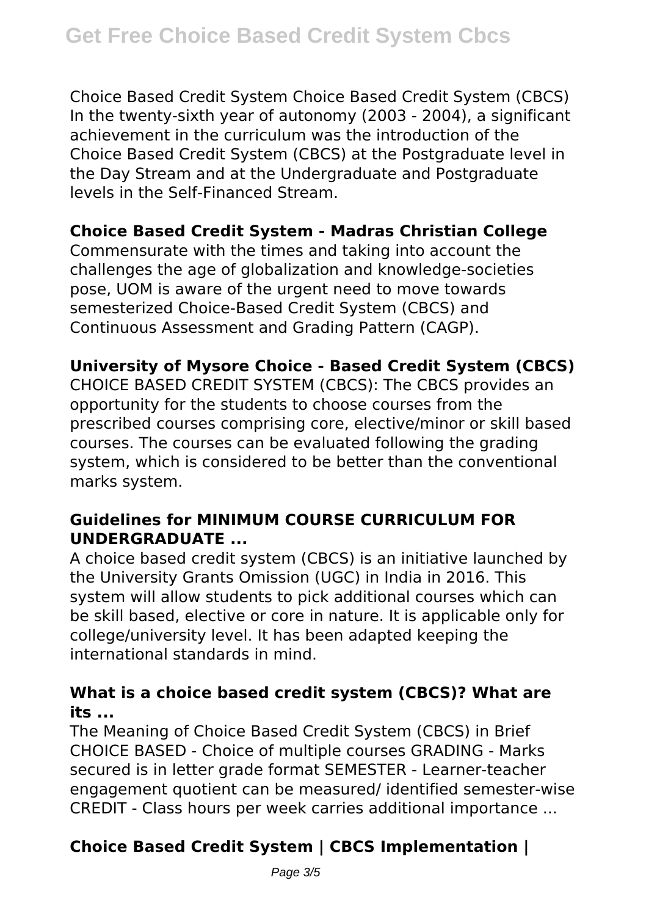Choice Based Credit System Choice Based Credit System (CBCS) In the twenty-sixth year of autonomy (2003 - 2004), a significant achievement in the curriculum was the introduction of the Choice Based Credit System (CBCS) at the Postgraduate level in the Day Stream and at the Undergraduate and Postgraduate levels in the Self-Financed Stream.

**Choice Based Credit System - Madras Christian College**

Commensurate with the times and taking into account the challenges the age of globalization and knowledge-societies pose, UOM is aware of the urgent need to move towards semesterized Choice-Based Credit System (CBCS) and Continuous Assessment and Grading Pattern (CAGP).

**University of Mysore Choice - Based Credit System (CBCS)**

CHOICE BASED CREDIT SYSTEM (CBCS): The CBCS provides an opportunity for the students to choose courses from the prescribed courses comprising core, elective/minor or skill based courses. The courses can be evaluated following the grading system, which is considered to be better than the conventional marks system.

**Guidelines for MINIMUM COURSE CURRICULUM FOR UNDERGRADUATE ...**

A choice based credit system (CBCS) is an initiative launched by the University Grants Omission (UGC) in India in 2016. This system will allow students to pick additional courses which can be skill based, elective or core in nature. It is applicable only for college/university level. It has been adapted keeping the international standards in mind.

**What is a choice based credit system (CBCS)? What are its ...**

The Meaning of Choice Based Credit System (CBCS) in Brief CHOICE BASED - Choice of multiple courses GRADING - Marks secured is in letter grade format SEMESTER - Learner-teacher engagement quotient can be measured/ identified semester-wise CREDIT - Class hours per week carries additional importance ...

**Choice Based Credit System | CBCS Implementation |**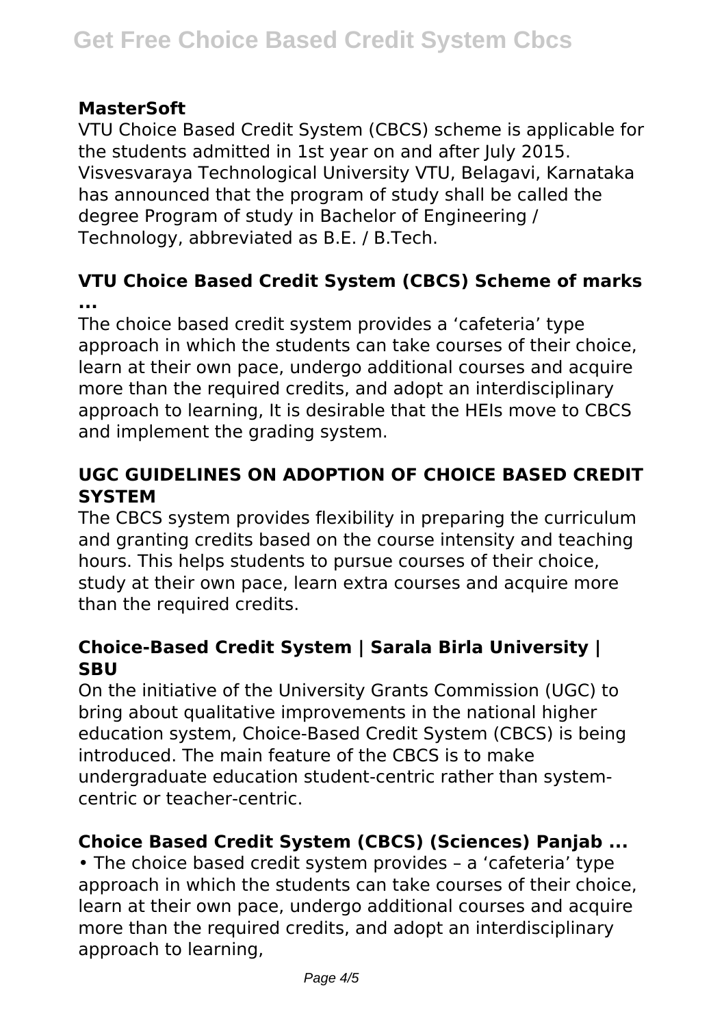### MasterSoft

VTU Choice Based Credit System (CBCS) scheme is applicable for the students admitted in 1st year on and after July 2015. Visvesvaraya Technological University VTU, Belagavi, Karnataka has announced that the program of study shall be called the degree Program of study in Bachelor of Engineering / Technology, abbreviated as B.E. / B.Tech.

### VTU Choice Based Credit System (CBCS) Scheme of marks ...

The choice based credit system provides a 'cafeteria' type approach in which the students can take courses of their choice, learn at their own pace, undergo additional courses and acquire more than the required credits, and adopt an interdisciplinary approach to learning, It is desirable that the HEIs move to CBCS and implement the grading system.

### UGC GUIDELINES ON ADOPTION OF CHOICE BASED CREDIT SYSTEM

The CBCS system provides flexibility in preparing the curriculum and granting credits based on the course intensity and teaching hours. This helps students to pursue courses of their choice, study at their own pace, learn extra courses and acquire more than the required credits.

### Choice-Based Credit System | Sarala Birla University | SBU

On the initiative of the University Grants Commission (UGC) to bring about qualitative improvements in the national higher education system, Choice-Based Credit System (CBCS) is being introduced. The main feature of the CBCS is to make undergraduate education student-centric rather than system-centric or teacher-centric.

### Choice Based Credit System (CBCS) (Sciences) Panjab ...

• The choice based credit system provides – a 'cafeteria' type approach in which the students can take courses of their choice, learn at their own pace, undergo additional courses and acquire more than the required credits, and adopt an interdisciplinary approach to learning,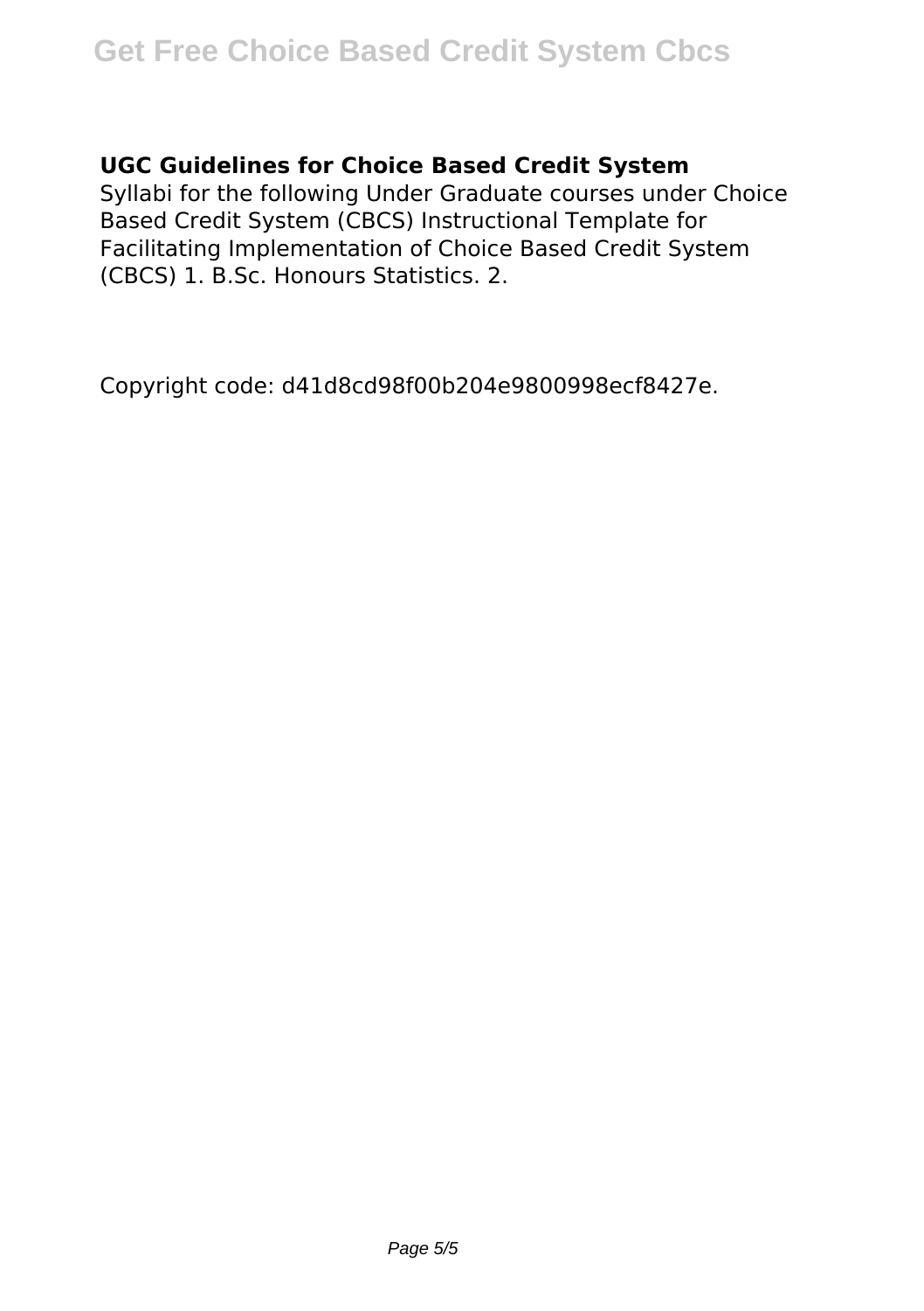### UGC Guidelines for Choice Based Credit System

Syllabi for the following Under Graduate courses under Choice Based Credit System (CBCS) Instructional Template for Facilitating Implementation of Choice Based Credit System (CBCS) 1. B.Sc. Honours Statistics. 2.

Copyright code: d41d8cd98f00b204e9800998ecf8427e.